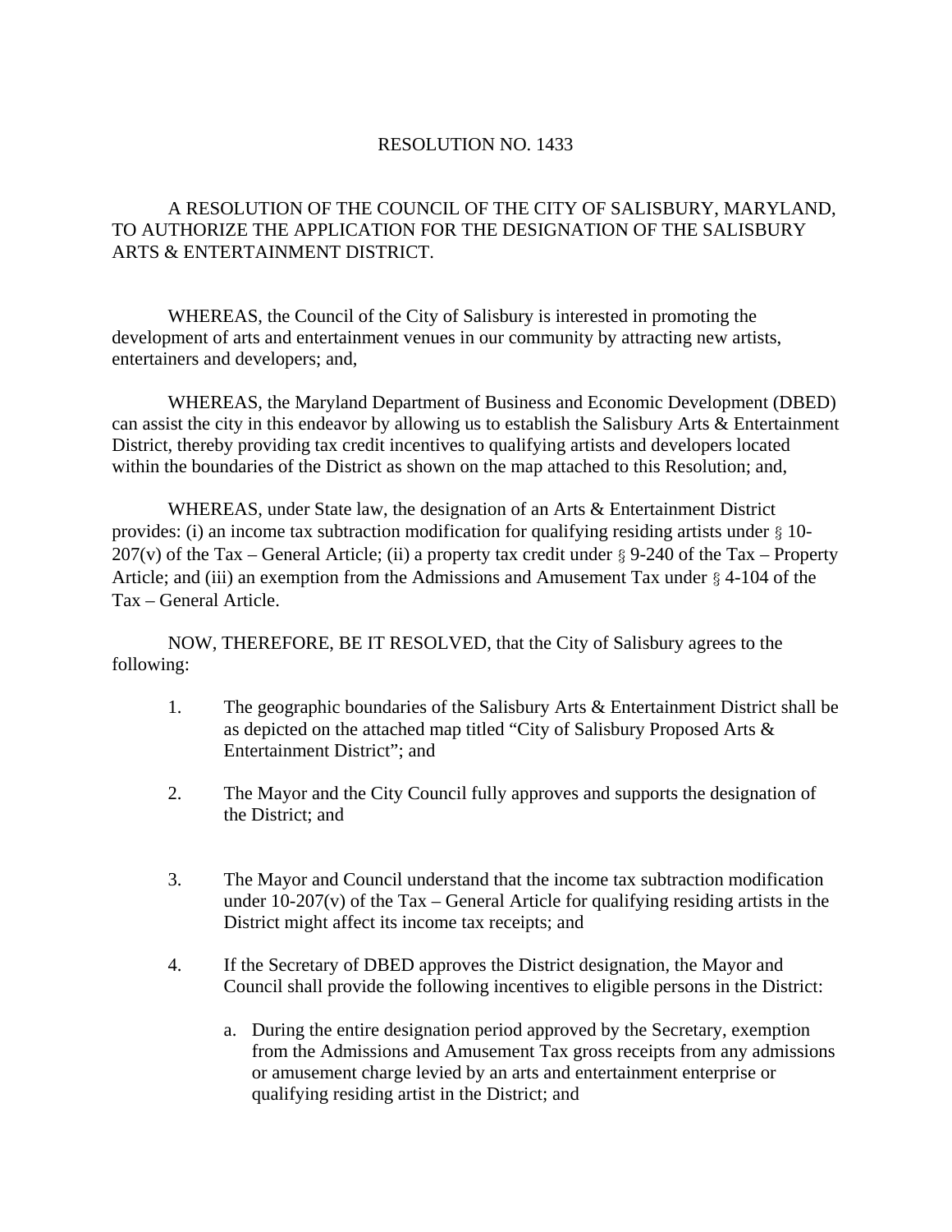# RESOLUTION NO. 1433

A RESOLUTION OF THE COUNCIL OF THE CITY OF SALISBURY, MARYLAND, TO AUTHORIZE THE APPLICATION FOR THE DESIGNATION OF THE SALISBURY ARTS & ENTERTAINMENT DISTRICT.

WHEREAS, the Council of the City of Salisbury is interested in promoting the development of arts and entertainment venues in our community by attracting new artists, entertainers and developers; and,

WHEREAS, the Maryland Department of Business and Economic Development (DBED) can assist the city in this endeavor by allowing us to establish the Salisbury Arts & Entertainment District, thereby providing tax credit incentives to qualifying artists and developers located within the boundaries of the District as shown on the map attached to this Resolution; and,

WHEREAS, under State law, the designation of an Arts & Entertainment District provides: (i) an income tax subtraction modification for qualifying residing artists under § 10-207(v) of the Tax – General Article; (ii) a property tax credit under § 9-240 of the Tax – Property Article; and (iii) an exemption from the Admissions and Amusement Tax under § 4-104 of the Tax – General Article.

NOW, THEREFORE, BE IT RESOLVED, that the City of Salisbury agrees to the following:

1. The geographic boundaries of the Salisbury Arts & Entertainment District shall be as depicted on the attached map titled "City of Salisbury Proposed Arts & Entertainment District"; and

2. The Mayor and the City Council fully approves and supports the designation of the District; and

3. The Mayor and Council understand that the income tax subtraction modification under 10-207(v) of the Tax – General Article for qualifying residing artists in the District might affect its income tax receipts; and

4. If the Secretary of DBED approves the District designation, the Mayor and Council shall provide the following incentives to eligible persons in the District:

   a. During the entire designation period approved by the Secretary, exemption from the Admissions and Amusement Tax gross receipts from any admissions or amusement charge levied by an arts and entertainment enterprise or qualifying residing artist in the District; and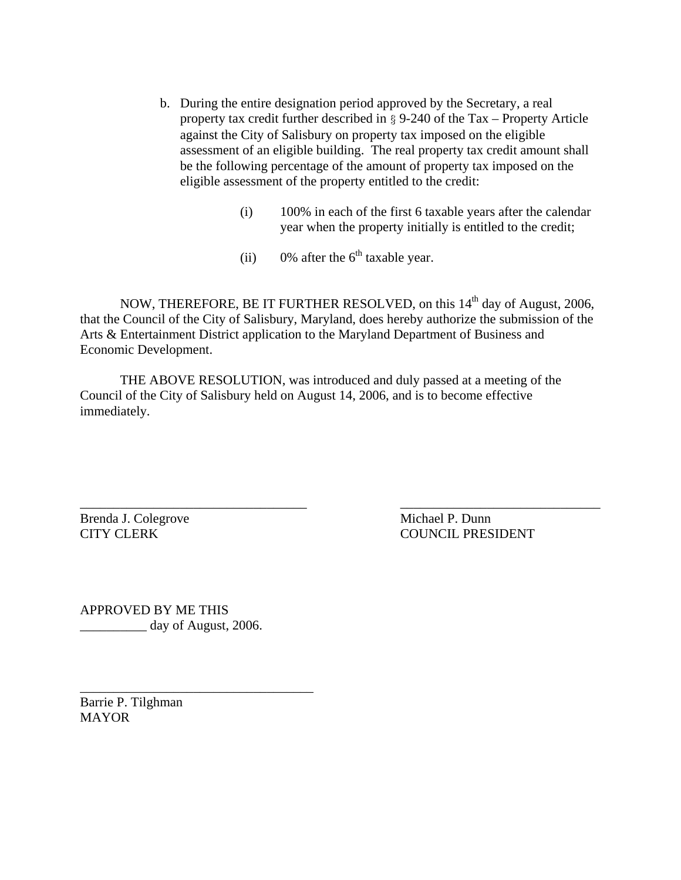b. During the entire designation period approved by the Secretary, a real property tax credit further described in § 9-240 of the Tax – Property Article against the City of Salisbury on property tax imposed on the eligible assessment of an eligible building. The real property tax credit amount shall be the following percentage of the amount of property tax imposed on the eligible assessment of the property entitled to the credit:

   (i) 100% in each of the first 6 taxable years after the calendar year when the property initially is entitled to the credit;

   (ii) 0% after the 6th taxable year.

NOW, THEREFORE, BE IT FURTHER RESOLVED, on this 14th day of August, 2006, that the Council of the City of Salisbury, Maryland, does hereby authorize the submission of the Arts & Entertainment District application to the Maryland Department of Business and Economic Development.

THE ABOVE RESOLUTION, was introduced and duly passed at a meeting of the Council of the City of Salisbury held on August 14, 2006, and is to become effective immediately.

\_\_\_\_\_\_\_\_\_\_\_\_\_\_\_\_\_\_\_\_\_\_\_\_\_\_\_\_\_\_\_\_\_\_
Brenda J. Colegrove
CITY CLERK

\_\_\_\_\_\_\_\_\_\_\_\_\_\_\_\_\_\_\_\_\_\_\_\_\_\_\_\_\_\_\_\_\_\_
Michael P. Dunn
COUNCIL PRESIDENT

APPROVED BY ME THIS
\_\_\_\_\_\_\_\_\_\_ day of August, 2006.

\_\_\_\_\_\_\_\_\_\_\_\_\_\_\_\_\_\_\_\_\_\_\_\_\_\_\_\_\_\_\_\_\_\_
Barrie P. Tilghman
MAYOR